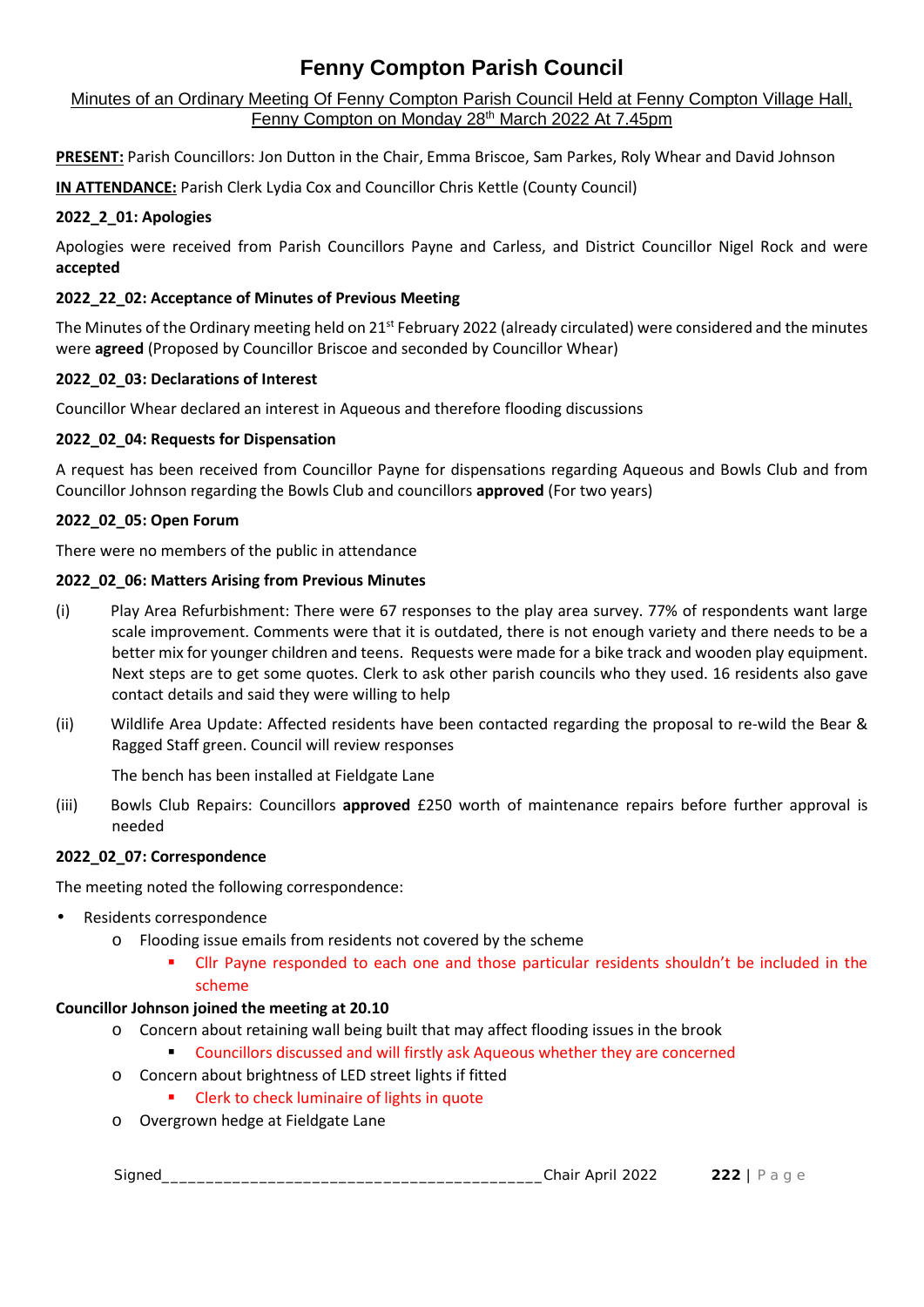# Fenny Compton Parish Council

Minutes of an Ordinary Meeting Of Fenny Compton Parish Council Held at Fenny Compton Village Hall, Fenny Compton on Monday 28th March 2022 At 7.45pm

**PRESENT:** Parish Councillors: Jon Dutton in the Chair, Emma Briscoe, Sam Parkes, Roly Whear and David Johnson

**IN ATTENDANCE:** Parish Clerk Lydia Cox and Councillor Chris Kettle (County Council)

**2022_2_01: Apologies**

Apologies were received from Parish Councillors Payne and Carless, and District Councillor Nigel Rock and were **accepted**

**2022_22_02: Acceptance of Minutes of Previous Meeting**

The Minutes of the Ordinary meeting held on 21st February 2022 (already circulated) were considered and the minutes were **agreed** (Proposed by Councillor Briscoe and seconded by Councillor Whear)

**2022_02_03: Declarations of Interest**

Councillor Whear declared an interest in Aqueous and therefore flooding discussions

**2022_02_04: Requests for Dispensation**

A request has been received from Councillor Payne for dispensations regarding Aqueous and Bowls Club and from Councillor Johnson regarding the Bowls Club and councillors **approved** (For two years)

**2022_02_05: Open Forum**

There were no members of the public in attendance

**2022_02_06: Matters Arising from Previous Minutes**

(i) Play Area Refurbishment: There were 67 responses to the play area survey. 77% of respondents want large scale improvement. Comments were that it is outdated, there is not enough variety and there needs to be a better mix for younger children and teens. Requests were made for a bike track and wooden play equipment. Next steps are to get some quotes. Clerk to ask other parish councils who they used. 16 residents also gave contact details and said they were willing to help

(ii) Wildlife Area Update: Affected residents have been contacted regarding the proposal to re-wild the Bear & Ragged Staff green. Council will review responses

The bench has been installed at Fieldgate Lane

(iii) Bowls Club Repairs: Councillors **approved** £250 worth of maintenance repairs before further approval is needed

**2022_02_07: Correspondence**

The meeting noted the following correspondence:

- Residents correspondence
  - Flooding issue emails from residents not covered by the scheme
    - Cllr Payne responded to each one and those particular residents shouldn't be included in the scheme

**Councillor Johnson joined the meeting at 20.10**

  - Concern about retaining wall being built that may affect flooding issues in the brook
    - Councillors discussed and will firstly ask Aqueous whether they are concerned
  - Concern about brightness of LED street lights if fitted
    - Clerk to check luminaire of lights in quote
  - Overgrown hedge at Fieldgate Lane

Signed_________________________________________Chair April 2022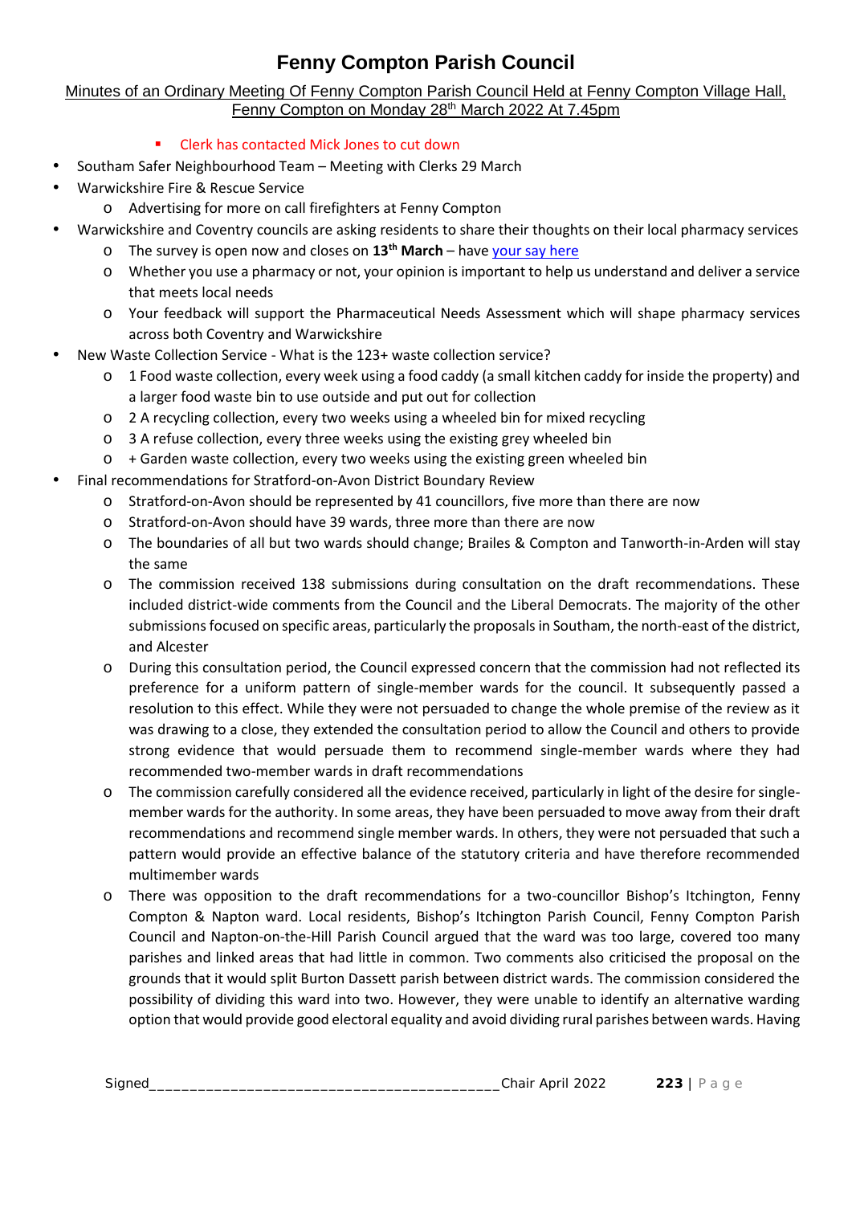# Fenny Compton Parish Council

Minutes of an Ordinary Meeting Of Fenny Compton Parish Council Held at Fenny Compton Village Hall, Fenny Compton on Monday 28th March 2022 At 7.45pm

- Clerk has contacted Mick Jones to cut down

- Southam Safer Neighbourhood Team – Meeting with Clerks 29 March
- Warwickshire Fire & Rescue Service
    - Advertising for more on call firefighters at Fenny Compton
- Warwickshire and Coventry councils are asking residents to share their thoughts on their local pharmacy services
    - The survey is open now and closes on **13th March** – have your say here
    - Whether you use a pharmacy or not, your opinion is important to help us understand and deliver a service that meets local needs
    - Your feedback will support the Pharmaceutical Needs Assessment which will shape pharmacy services across both Coventry and Warwickshire
- New Waste Collection Service - What is the 123+ waste collection service?
    - 1 Food waste collection, every week using a food caddy (a small kitchen caddy for inside the property) and a larger food waste bin to use outside and put out for collection
    - 2 A recycling collection, every two weeks using a wheeled bin for mixed recycling
    - 3 A refuse collection, every three weeks using the existing grey wheeled bin
    - + Garden waste collection, every two weeks using the existing green wheeled bin
- Final recommendations for Stratford-on-Avon District Boundary Review
    - Stratford-on-Avon should be represented by 41 councillors, five more than there are now
    - Stratford-on-Avon should have 39 wards, three more than there are now
    - The boundaries of all but two wards should change; Brailes & Compton and Tanworth-in-Arden will stay the same
    - The commission received 138 submissions during consultation on the draft recommendations. These included district-wide comments from the Council and the Liberal Democrats. The majority of the other submissions focused on specific areas, particularly the proposals in Southam, the north-east of the district, and Alcester
    - During this consultation period, the Council expressed concern that the commission had not reflected its preference for a uniform pattern of single-member wards for the council. It subsequently passed a resolution to this effect. While they were not persuaded to change the whole premise of the review as it was drawing to a close, they extended the consultation period to allow the Council and others to provide strong evidence that would persuade them to recommend single-member wards where they had recommended two-member wards in draft recommendations
    - The commission carefully considered all the evidence received, particularly in light of the desire for single-member wards for the authority. In some areas, they have been persuaded to move away from their draft recommendations and recommend single member wards. In others, they were not persuaded that such a pattern would provide an effective balance of the statutory criteria and have therefore recommended multimember wards
    - There was opposition to the draft recommendations for a two-councillor Bishop's Itchington, Fenny Compton & Napton ward. Local residents, Bishop's Itchington Parish Council, Fenny Compton Parish Council and Napton-on-the-Hill Parish Council argued that the ward was too large, covered too many parishes and linked areas that had little in common. Two comments also criticised the proposal on the grounds that it would split Burton Dassett parish between district wards. The commission considered the possibility of dividing this ward into two. However, they were unable to identify an alternative warding option that would provide good electoral equality and avoid dividing rural parishes between wards. Having

Signed_________________________________________Chair April 2022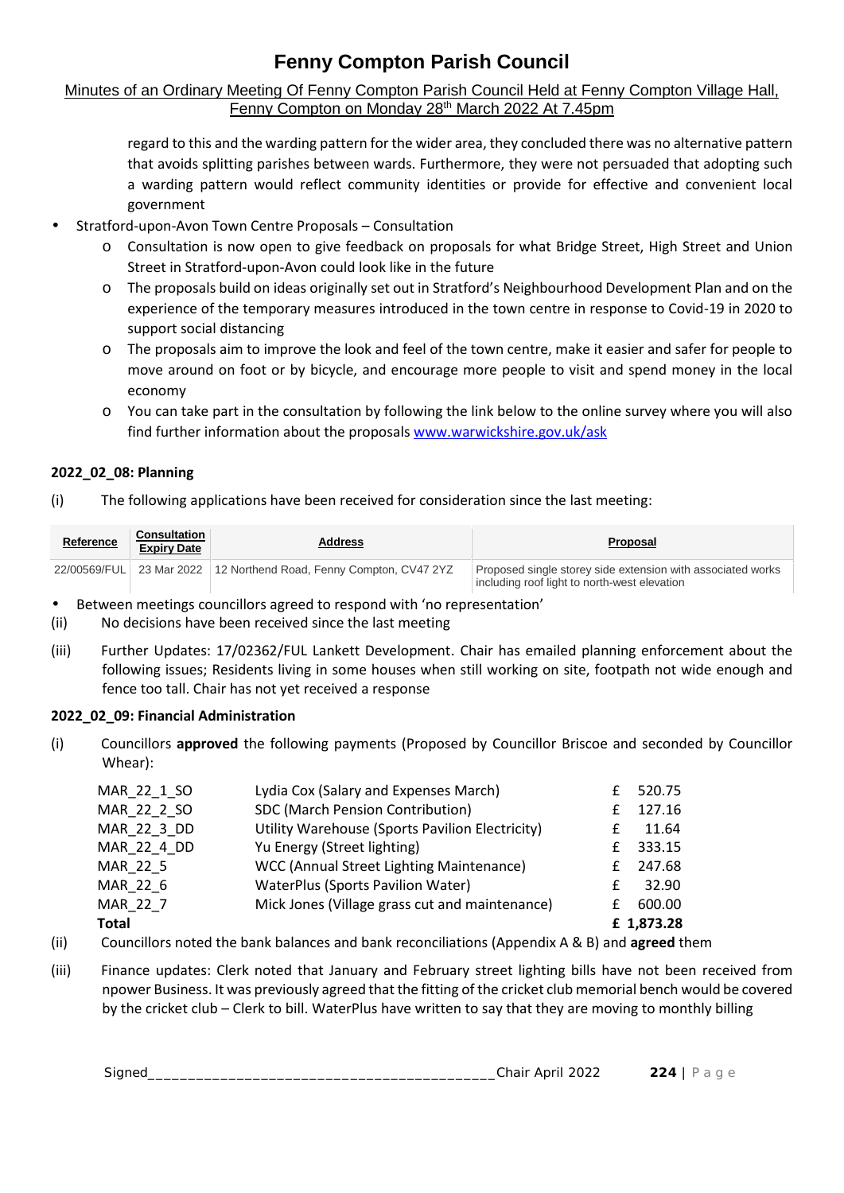regard to this and the warding pattern for the wider area, they concluded there was no alternative pattern that avoids splitting parishes between wards. Furthermore, they were not persuaded that adopting such a warding pattern would reflect community identities or provide for effective and convenient local government

- Stratford-upon-Avon Town Centre Proposals – Consultation
  - Consultation is now open to give feedback on proposals for what Bridge Street, High Street and Union Street in Stratford-upon-Avon could look like in the future
  - The proposals build on ideas originally set out in Stratford's Neighbourhood Development Plan and on the experience of the temporary measures introduced in the town centre in response to Covid-19 in 2020 to support social distancing
  - The proposals aim to improve the look and feel of the town centre, make it easier and safer for people to move around on foot or by bicycle, and encourage more people to visit and spend money in the local economy
  - You can take part in the consultation by following the link below to the online survey where you will also find further information about the proposals [www.warwickshire.gov.uk/ask](www.warwickshire.gov.uk/ask)

**2022_02_08: Planning**

(i) The following applications have been received for consideration since the last meeting:

| Reference | Consultation Expiry Date | Address | Proposal |
|---|---|---|---|
| 22/00569/FUL | 23 Mar 2022 | 12 Northend Road, Fenny Compton, CV47 2YZ | Proposed single storey side extension with associated works including roof light to north-west elevation |

- Between meetings councillors agreed to respond with 'no representation'

(ii) No decisions have been received since the last meeting

(iii) Further Updates: 17/02362/FUL Lankett Development. Chair has emailed planning enforcement about the following issues; Residents living in some houses when still working on site, footpath not wide enough and fence too tall. Chair has not yet received a response

**2022_02_09: Financial Administration**

(i) Councillors **approved** the following payments (Proposed by Councillor Briscoe and seconded by Councillor Whear):

| | | |
|---|---|---|
| MAR_22_1_SO | Lydia Cox (Salary and Expenses March) | £ 520.75 |
| MAR_22_2_SO | SDC (March Pension Contribution) | £ 127.16 |
| MAR_22_3_DD | Utility Warehouse (Sports Pavilion Electricity) | £ 11.64 |
| MAR_22_4_DD | Yu Energy (Street lighting) | £ 333.15 |
| MAR_22_5 | WCC (Annual Street Lighting Maintenance) | £ 247.68 |
| MAR_22_6 | WaterPlus (Sports Pavilion Water) | £ 32.90 |
| MAR_22_7 | Mick Jones (Village grass cut and maintenance) | £ 600.00 |
| **Total** | | **£ 1,873.28** |

(ii) Councillors noted the bank balances and bank reconciliations (Appendix A & B) and **agreed** them

(iii) Finance updates: Clerk noted that January and February street lighting bills have not been received from npower Business. It was previously agreed that the fitting of the cricket club memorial bench would be covered by the cricket club – Clerk to bill. WaterPlus have written to say that they are moving to monthly billing

Signed\_\_\_\_\_\_\_\_\_\_\_\_\_\_\_\_\_\_\_\_\_\_\_\_\_\_\_\_\_\_\_\_\_\_\_\_\_\_\_\_Chair April 2022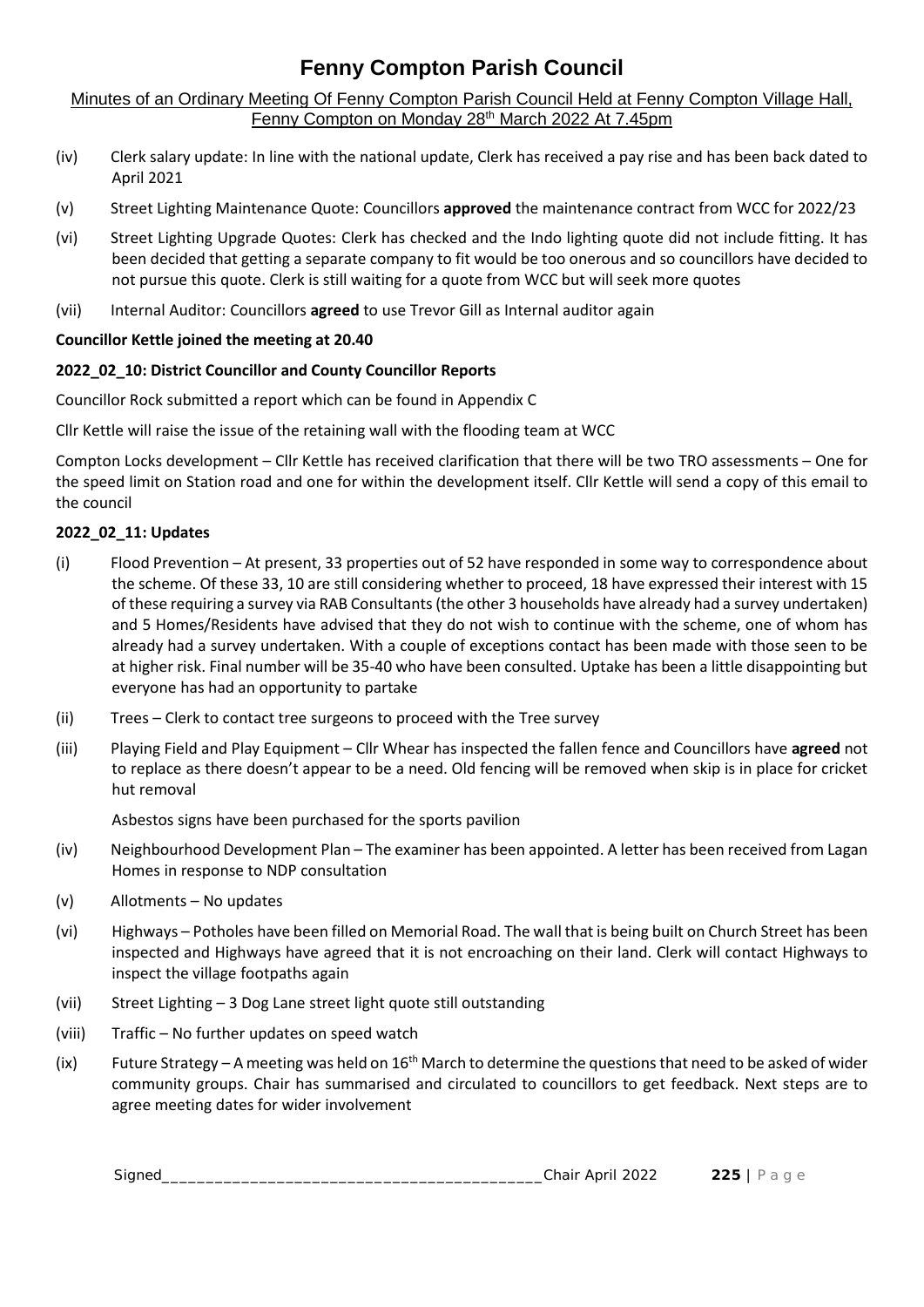# Fenny Compton Parish Council

Minutes of an Ordinary Meeting Of Fenny Compton Parish Council Held at Fenny Compton Village Hall, Fenny Compton on Monday 28th March 2022 At 7.45pm

(iv) Clerk salary update: In line with the national update, Clerk has received a pay rise and has been back dated to April 2021

(v) Street Lighting Maintenance Quote: Councillors **approved** the maintenance contract from WCC for 2022/23

(vi) Street Lighting Upgrade Quotes: Clerk has checked and the Indo lighting quote did not include fitting. It has been decided that getting a separate company to fit would be too onerous and so councillors have decided to not pursue this quote. Clerk is still waiting for a quote from WCC but will seek more quotes

(vii) Internal Auditor: Councillors **agreed** to use Trevor Gill as Internal auditor again

**Councillor Kettle joined the meeting at 20.40**

**2022_02_10: District Councillor and County Councillor Reports**

Councillor Rock submitted a report which can be found in Appendix C

Cllr Kettle will raise the issue of the retaining wall with the flooding team at WCC

Compton Locks development – Cllr Kettle has received clarification that there will be two TRO assessments – One for the speed limit on Station road and one for within the development itself. Cllr Kettle will send a copy of this email to the council

**2022_02_11: Updates**

(i) Flood Prevention – At present, 33 properties out of 52 have responded in some way to correspondence about the scheme. Of these 33, 10 are still considering whether to proceed, 18 have expressed their interest with 15 of these requiring a survey via RAB Consultants (the other 3 households have already had a survey undertaken) and 5 Homes/Residents have advised that they do not wish to continue with the scheme, one of whom has already had a survey undertaken. With a couple of exceptions contact has been made with those seen to be at higher risk. Final number will be 35-40 who have been consulted. Uptake has been a little disappointing but everyone has had an opportunity to partake

(ii) Trees – Clerk to contact tree surgeons to proceed with the Tree survey

(iii) Playing Field and Play Equipment – Cllr Whear has inspected the fallen fence and Councillors have **agreed** not to replace as there doesn't appear to be a need. Old fencing will be removed when skip is in place for cricket hut removal

Asbestos signs have been purchased for the sports pavilion

(iv) Neighbourhood Development Plan – The examiner has been appointed. A letter has been received from Lagan Homes in response to NDP consultation

(v) Allotments – No updates

(vi) Highways – Potholes have been filled on Memorial Road. The wall that is being built on Church Street has been inspected and Highways have agreed that it is not encroaching on their land. Clerk will contact Highways to inspect the village footpaths again

(vii) Street Lighting – 3 Dog Lane street light quote still outstanding

(viii) Traffic – No further updates on speed watch

(ix) Future Strategy – A meeting was held on 16th March to determine the questions that need to be asked of wider community groups. Chair has summarised and circulated to councillors to get feedback. Next steps are to agree meeting dates for wider involvement

Signed\_\_\_\_\_\_\_\_\_\_\_\_\_\_\_\_\_\_\_\_\_\_\_\_\_\_\_\_\_\_\_\_\_\_\_\_\_\_\_\_\_\_Chair April 2022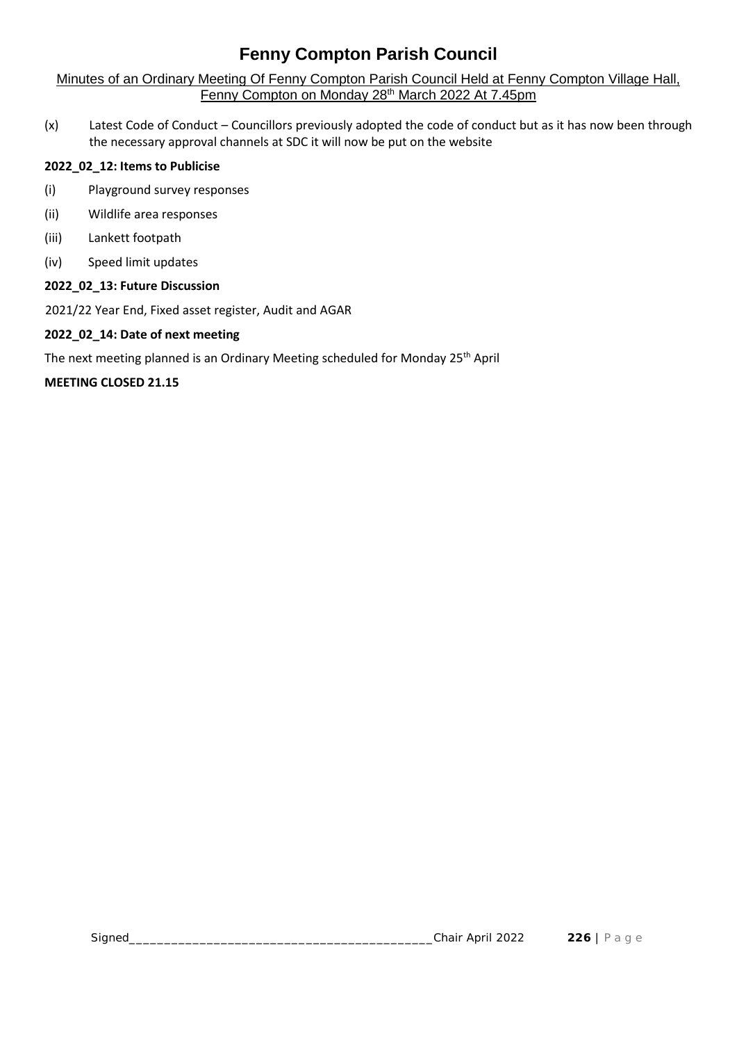(x) Latest Code of Conduct – Councillors previously adopted the code of conduct but as it has now been through the necessary approval channels at SDC it will now be put on the website

**2022_02_12: Items to Publicise**

(i) Playground survey responses

(ii) Wildlife area responses

(iii) Lankett footpath

(iv) Speed limit updates

**2022_02_13: Future Discussion**

2021/22 Year End, Fixed asset register, Audit and AGAR

**2022_02_14: Date of next meeting**

The next meeting planned is an Ordinary Meeting scheduled for Monday 25th April

**MEETING CLOSED 21.15**

Signed__________________________________________Chair April 2022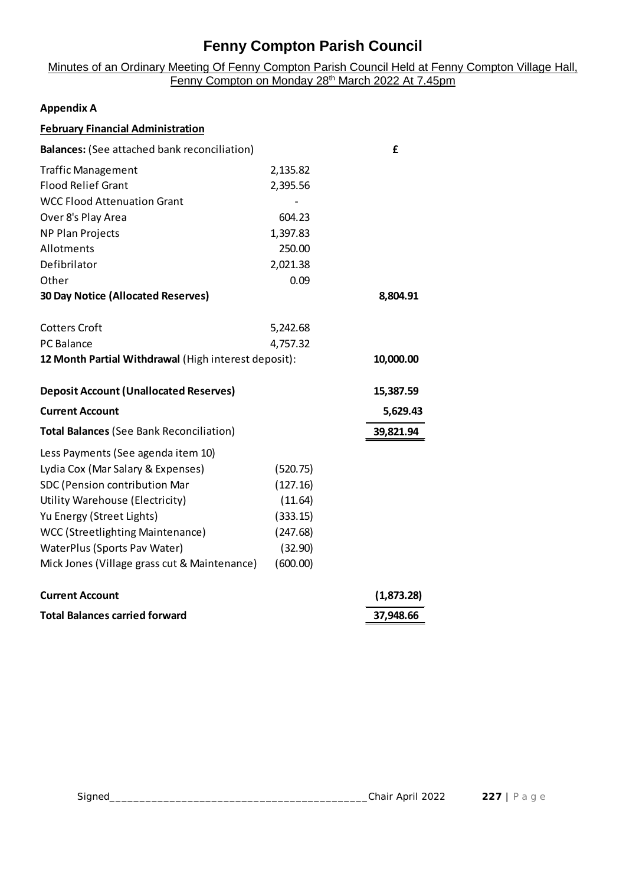# Fenny Compton Parish Council

Minutes of an Ordinary Meeting Of Fenny Compton Parish Council Held at Fenny Compton Village Hall, Fenny Compton on Monday 28th March 2022 At 7.45pm

**Appendix A**

**February Financial Administration**

| **Balances:** (See attached bank reconciliation) | | **£** |
|---|---|---|
| Traffic Management | 2,135.82 | |
| Flood Relief Grant | 2,395.56 | |
| WCC Flood Attenuation Grant | - | |
| Over 8's Play Area | 604.23 | |
| NP Plan Projects | 1,397.83 | |
| Allotments | 250.00 | |
| Defibrilator | 2,021.38 | |
| Other | 0.09 | |
| **30 Day Notice (Allocated Reserves)** | | **8,804.91** |
| | | |
| Cotters Croft | 5,242.68 | |
| PC Balance | 4,757.32 | |
| **12 Month Partial Withdrawal** (High interest deposit): | | **10,000.00** |
| | | |
| **Deposit Account (Unallocated Reserves)** | | **15,387.59** |
| **Current Account** | | **5,629.43** |
| **Total Balances** (See Bank Reconciliation) | | **39,821.94** |
| Less Payments (See agenda item 10) | | |
| Lydia Cox (Mar Salary & Expenses) | (520.75) | |
| SDC (Pension contribution Mar | (127.16) | |
| Utility Warehouse (Electricity) | (11.64) | |
| Yu Energy (Street Lights) | (333.15) | |
| WCC (Streetlighting Maintenance) | (247.68) | |
| WaterPlus (Sports Pav Water) | (32.90) | |
| Mick Jones (Village grass cut & Maintenance) | (600.00) | |
| | | |
| **Current Account** | | **(1,873.28)** |
| **Total Balances carried forward** | | **37,948.66** |

Signed_______________________________________Chair April 2022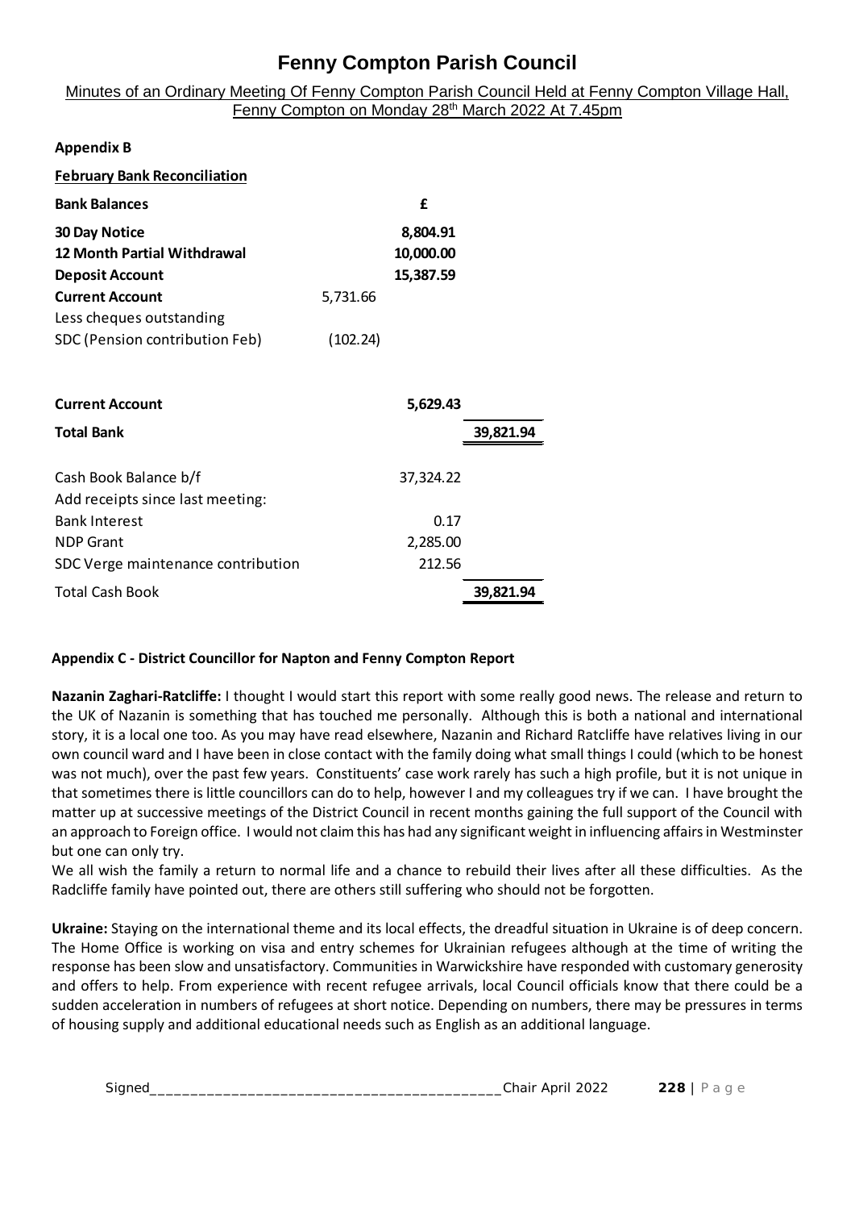# Fenny Compton Parish Council

Minutes of an Ordinary Meeting Of Fenny Compton Parish Council Held at Fenny Compton Village Hall, Fenny Compton on Monday 28th March 2022 At 7.45pm

**Appendix B**

**February Bank Reconciliation**

| **Bank Balances** | | **£** | |
|---|---|---|---|
| **30 Day Notice** | | **8,804.91** | |
| **12 Month Partial Withdrawal** | | **10,000.00** | |
| **Deposit Account** | | **15,387.59** | |
| **Current Account** | 5,731.66 | | |
| Less cheques outstanding | | | |
| SDC (Pension contribution Feb) | (102.24) | | |
| **Current Account** | | **5,629.43** | |
| **Total Bank** | | | **39,821.94** |
| Cash Book Balance b/f | | 37,324.22 | |
| Add receipts since last meeting: | | | |
| Bank Interest | | 0.17 | |
| NDP Grant | | 2,285.00 | |
| SDC Verge maintenance contribution | | 212.56 | |
| Total Cash Book | | | **39,821.94** |

**Appendix C - District Councillor for Napton and Fenny Compton Report**

**Nazanin Zaghari-Ratcliffe:** I thought I would start this report with some really good news. The release and return to the UK of Nazanin is something that has touched me personally. Although this is both a national and international story, it is a local one too. As you may have read elsewhere, Nazanin and Richard Ratcliffe have relatives living in our own council ward and I have been in close contact with the family doing what small things I could (which to be honest was not much), over the past few years. Constituents' case work rarely has such a high profile, but it is not unique in that sometimes there is little councillors can do to help, however I and my colleagues try if we can. I have brought the matter up at successive meetings of the District Council in recent months gaining the full support of the Council with an approach to Foreign office. I would not claim this has had any significant weight in influencing affairs in Westminster but one can only try.

We all wish the family a return to normal life and a chance to rebuild their lives after all these difficulties. As the Radcliffe family have pointed out, there are others still suffering who should not be forgotten.

**Ukraine:** Staying on the international theme and its local effects, the dreadful situation in Ukraine is of deep concern. The Home Office is working on visa and entry schemes for Ukrainian refugees although at the time of writing the response has been slow and unsatisfactory. Communities in Warwickshire have responded with customary generosity and offers to help. From experience with recent refugee arrivals, local Council officials know that there could be a sudden acceleration in numbers of refugees at short notice. Depending on numbers, there may be pressures in terms of housing supply and additional educational needs such as English as an additional language.

Signed__________________________________________Chair April 2022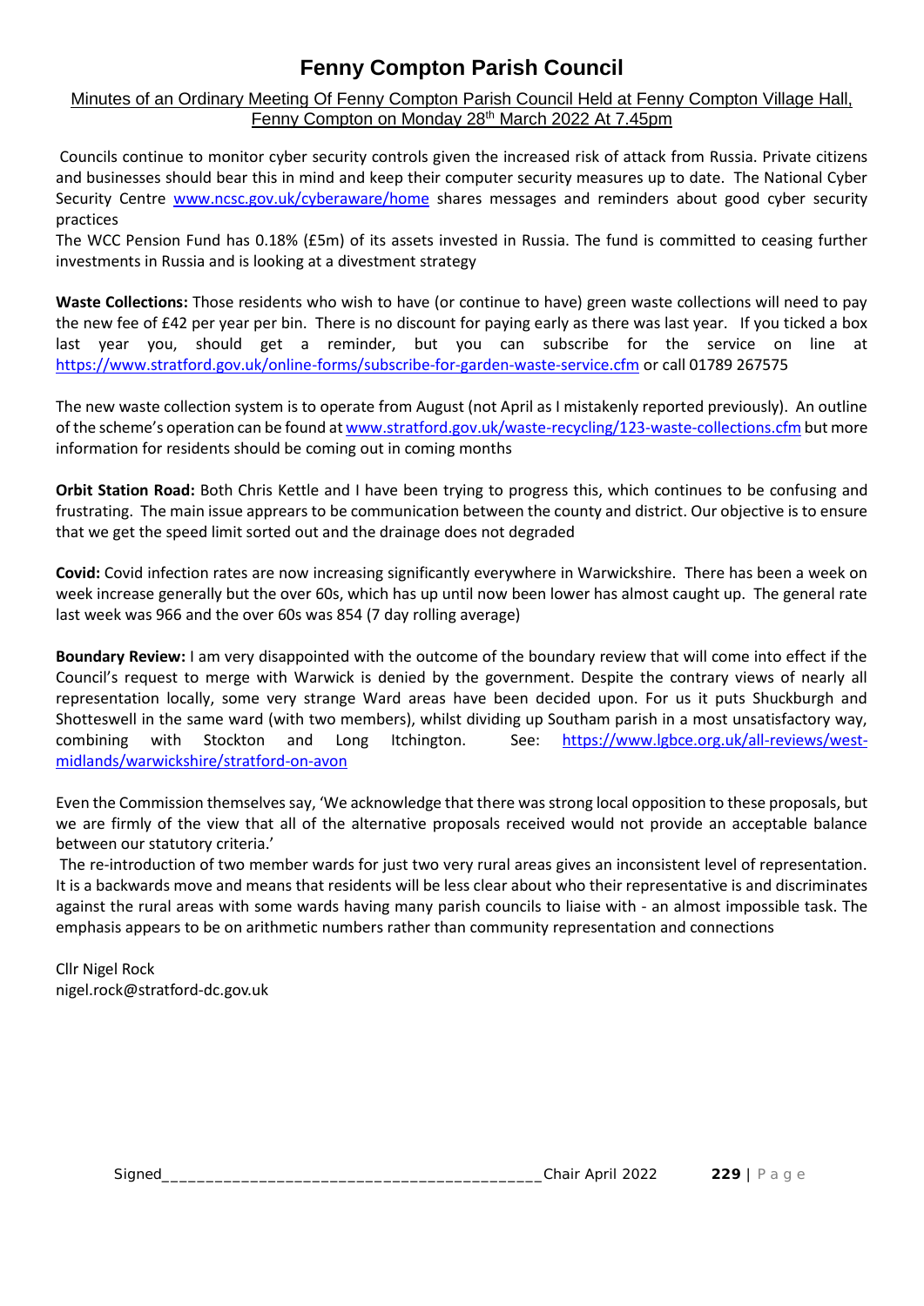# Fenny Compton Parish Council

Minutes of an Ordinary Meeting Of Fenny Compton Parish Council Held at Fenny Compton Village Hall, Fenny Compton on Monday 28th March 2022 At 7.45pm

Councils continue to monitor cyber security controls given the increased risk of attack from Russia. Private citizens and businesses should bear this in mind and keep their computer security measures up to date. The National Cyber Security Centre www.ncsc.gov.uk/cyberaware/home shares messages and reminders about good cyber security practices

The WCC Pension Fund has 0.18% (£5m) of its assets invested in Russia. The fund is committed to ceasing further investments in Russia and is looking at a divestment strategy

**Waste Collections:** Those residents who wish to have (or continue to have) green waste collections will need to pay the new fee of £42 per year per bin. There is no discount for paying early as there was last year. If you ticked a box last year you, should get a reminder, but you can subscribe for the service on line at https://www.stratford.gov.uk/online-forms/subscribe-for-garden-waste-service.cfm or call 01789 267575

The new waste collection system is to operate from August (not April as I mistakenly reported previously). An outline of the scheme's operation can be found at www.stratford.gov.uk/waste-recycling/123-waste-collections.cfm but more information for residents should be coming out in coming months

**Orbit Station Road:** Both Chris Kettle and I have been trying to progress this, which continues to be confusing and frustrating. The main issue apprears to be communication between the county and district. Our objective is to ensure that we get the speed limit sorted out and the drainage does not degraded

**Covid:** Covid infection rates are now increasing significantly everywhere in Warwickshire. There has been a week on week increase generally but the over 60s, which has up until now been lower has almost caught up. The general rate last week was 966 and the over 60s was 854 (7 day rolling average)

**Boundary Review:** I am very disappointed with the outcome of the boundary review that will come into effect if the Council's request to merge with Warwick is denied by the government. Despite the contrary views of nearly all representation locally, some very strange Ward areas have been decided upon. For us it puts Shuckburgh and Shotteswell in the same ward (with two members), whilst dividing up Southam parish in a most unsatisfactory way, combining with Stockton and Long Itchington. See: https://www.lgbce.org.uk/all-reviews/west-midlands/warwickshire/stratford-on-avon

Even the Commission themselves say, 'We acknowledge that there was strong local opposition to these proposals, but we are firmly of the view that all of the alternative proposals received would not provide an acceptable balance between our statutory criteria.'

The re-introduction of two member wards for just two very rural areas gives an inconsistent level of representation. It is a backwards move and means that residents will be less clear about who their representative is and discriminates against the rural areas with some wards having many parish councils to liaise with - an almost impossible task. The emphasis appears to be on arithmetic numbers rather than community representation and connections

Cllr Nigel Rock
nigel.rock@stratford-dc.gov.uk

Signed_________________________________________Chair April 2022